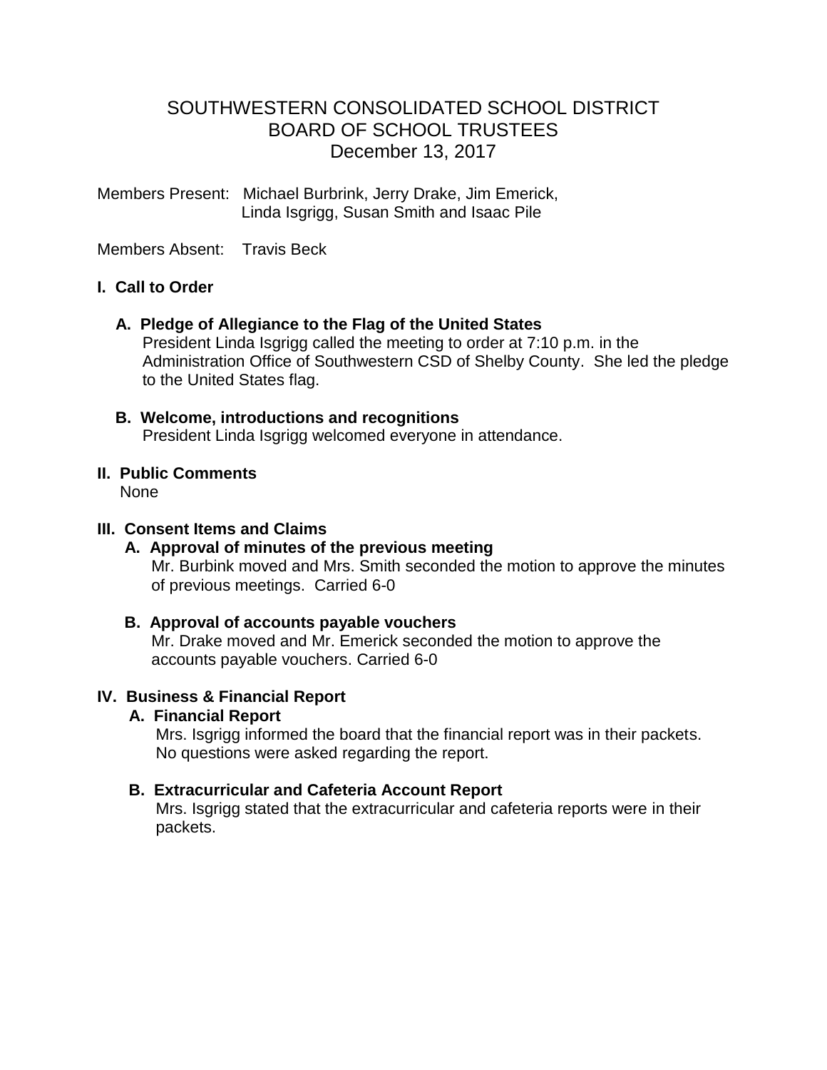# SOUTHWESTERN CONSOLIDATED SCHOOL DISTRICT
# BOARD OF SCHOOL TRUSTEES
# December 13, 2017

Members Present: Michael Burbrink, Jerry Drake, Jim Emerick, Linda Isgrigg, Susan Smith and Isaac Pile

Members Absent: Travis Beck

## I. Call to Order

### A. Pledge of Allegiance to the Flag of the United States

President Linda Isgrigg called the meeting to order at 7:10 p.m. in the Administration Office of Southwestern CSD of Shelby County. She led the pledge to the United States flag.

### B. Welcome, introductions and recognitions

President Linda Isgrigg welcomed everyone in attendance.

## II. Public Comments

None

## III. Consent Items and Claims

### A. Approval of minutes of the previous meeting

Mr. Burbink moved and Mrs. Smith seconded the motion to approve the minutes of previous meetings. Carried 6-0

### B. Approval of accounts payable vouchers

Mr. Drake moved and Mr. Emerick seconded the motion to approve the accounts payable vouchers. Carried 6-0

## IV. Business & Financial Report

### A. Financial Report

Mrs. Isgrigg informed the board that the financial report was in their packets. No questions were asked regarding the report.

### B. Extracurricular and Cafeteria Account Report

Mrs. Isgrigg stated that the extracurricular and cafeteria reports were in their packets.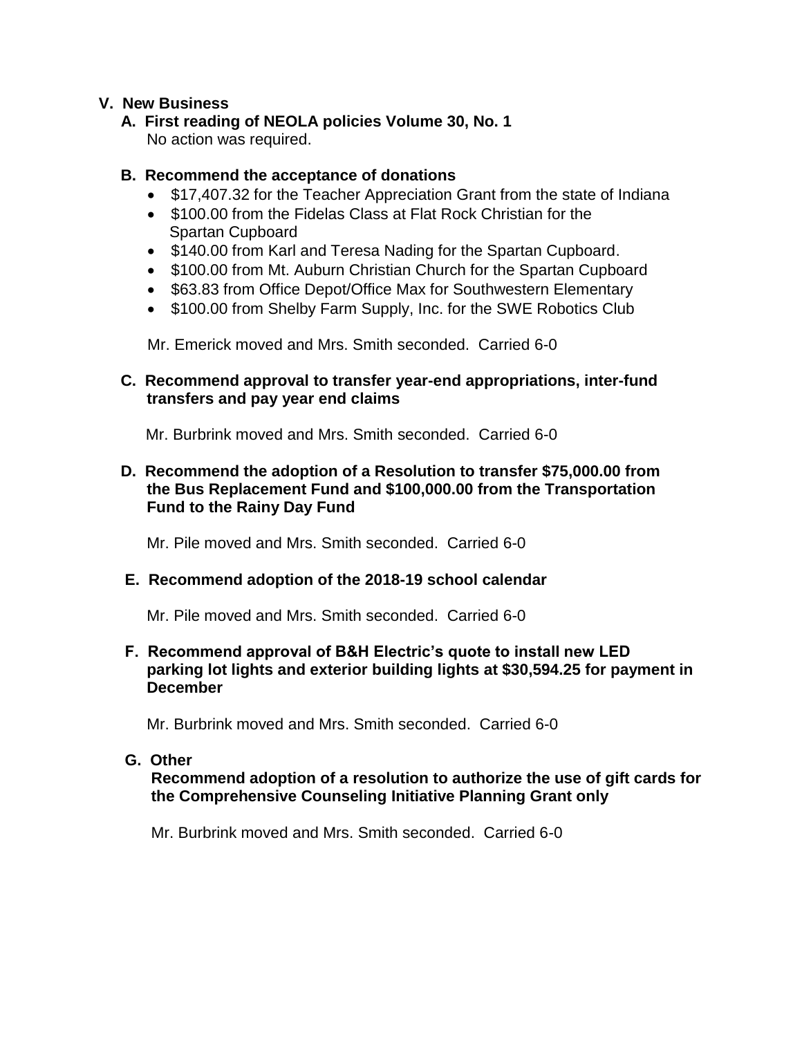## V. New Business

**A. First reading of NEOLA policies Volume 30, No. 1**

No action was required.

**B. Recommend the acceptance of donations**

- $17,407.32 for the Teacher Appreciation Grant from the state of Indiana
- $100.00 from the Fidelas Class at Flat Rock Christian for the Spartan Cupboard
- $140.00 from Karl and Teresa Nading for the Spartan Cupboard.
- $100.00 from Mt. Auburn Christian Church for the Spartan Cupboard
- $63.83 from Office Depot/Office Max for Southwestern Elementary
- $100.00 from Shelby Farm Supply, Inc. for the SWE Robotics Club

Mr. Emerick moved and Mrs. Smith seconded. Carried 6-0

**C. Recommend approval to transfer year-end appropriations, inter-fund transfers and pay year end claims**

Mr. Burbrink moved and Mrs. Smith seconded. Carried 6-0

**D. Recommend the adoption of a Resolution to transfer $75,000.00 from the Bus Replacement Fund and $100,000.00 from the Transportation Fund to the Rainy Day Fund**

Mr. Pile moved and Mrs. Smith seconded. Carried 6-0

**E. Recommend adoption of the 2018-19 school calendar**

Mr. Pile moved and Mrs. Smith seconded. Carried 6-0

**F. Recommend approval of B&H Electric's quote to install new LED parking lot lights and exterior building lights at $30,594.25 for payment in December**

Mr. Burbrink moved and Mrs. Smith seconded. Carried 6-0

**G. Other**

**Recommend adoption of a resolution to authorize the use of gift cards for the Comprehensive Counseling Initiative Planning Grant only**

Mr. Burbrink moved and Mrs. Smith seconded. Carried 6-0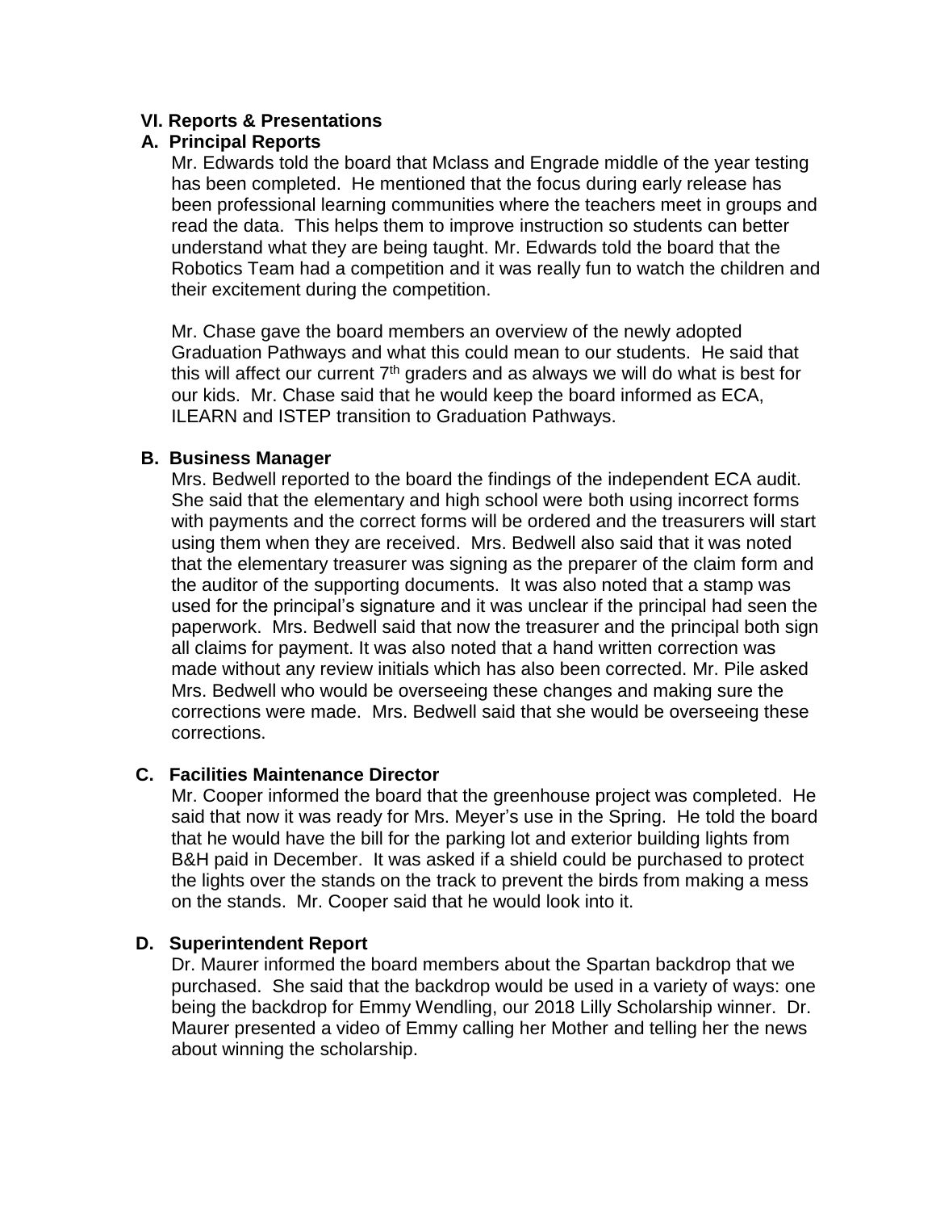### VI. Reports & Presentations

#### A. Principal Reports

Mr. Edwards told the board that Mclass and Engrade middle of the year testing has been completed. He mentioned that the focus during early release has been professional learning communities where the teachers meet in groups and read the data. This helps them to improve instruction so students can better understand what they are being taught. Mr. Edwards told the board that the Robotics Team had a competition and it was really fun to watch the children and their excitement during the competition.

Mr. Chase gave the board members an overview of the newly adopted Graduation Pathways and what this could mean to our students. He said that this will affect our current 7th graders and as always we will do what is best for our kids. Mr. Chase said that he would keep the board informed as ECA, ILEARN and ISTEP transition to Graduation Pathways.

#### B. Business Manager

Mrs. Bedwell reported to the board the findings of the independent ECA audit. She said that the elementary and high school were both using incorrect forms with payments and the correct forms will be ordered and the treasurers will start using them when they are received. Mrs. Bedwell also said that it was noted that the elementary treasurer was signing as the preparer of the claim form and the auditor of the supporting documents. It was also noted that a stamp was used for the principal's signature and it was unclear if the principal had seen the paperwork. Mrs. Bedwell said that now the treasurer and the principal both sign all claims for payment. It was also noted that a hand written correction was made without any review initials which has also been corrected. Mr. Pile asked Mrs. Bedwell who would be overseeing these changes and making sure the corrections were made. Mrs. Bedwell said that she would be overseeing these corrections.

#### C. Facilities Maintenance Director

Mr. Cooper informed the board that the greenhouse project was completed. He said that now it was ready for Mrs. Meyer's use in the Spring. He told the board that he would have the bill for the parking lot and exterior building lights from B&H paid in December. It was asked if a shield could be purchased to protect the lights over the stands on the track to prevent the birds from making a mess on the stands. Mr. Cooper said that he would look into it.

#### D. Superintendent Report

Dr. Maurer informed the board members about the Spartan backdrop that we purchased. She said that the backdrop would be used in a variety of ways: one being the backdrop for Emmy Wendling, our 2018 Lilly Scholarship winner. Dr. Maurer presented a video of Emmy calling her Mother and telling her the news about winning the scholarship.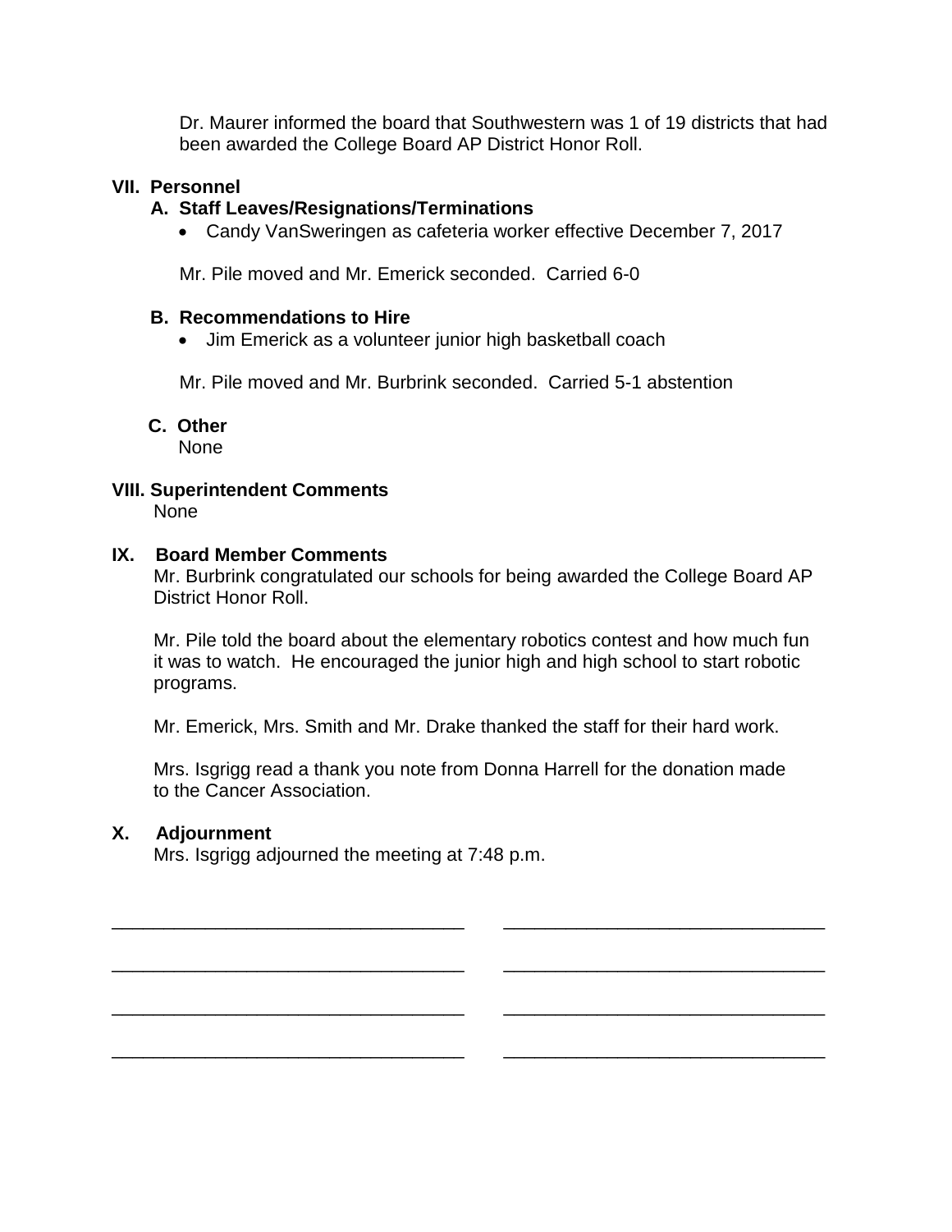Dr. Maurer informed the board that Southwestern was 1 of 19 districts that had been awarded the College Board AP District Honor Roll.

## VII. Personnel

### A. Staff Leaves/Resignations/Terminations

- Candy VanSweringen as cafeteria worker effective December 7, 2017

Mr. Pile moved and Mr. Emerick seconded. Carried 6-0

### B. Recommendations to Hire

- Jim Emerick as a volunteer junior high basketball coach

Mr. Pile moved and Mr. Burbrink seconded. Carried 5-1 abstention

### C. Other

None

## VIII. Superintendent Comments

None

## IX. Board Member Comments

Mr. Burbrink congratulated our schools for being awarded the College Board AP District Honor Roll.

Mr. Pile told the board about the elementary robotics contest and how much fun it was to watch. He encouraged the junior high and high school to start robotic programs.

Mr. Emerick, Mrs. Smith and Mr. Drake thanked the staff for their hard work.

Mrs. Isgrigg read a thank you note from Donna Harrell for the donation made to the Cancer Association.

## X. Adjournment

Mrs. Isgrigg adjourned the meeting at 7:48 p.m.

\_\_\_\_\_\_\_\_\_\_\_\_\_\_\_\_\_\_\_\_\_\_\_\_\_\_\_\_\_\_\_\_\_\_ \_\_\_\_\_\_\_\_\_\_\_\_\_\_\_\_\_\_\_\_\_\_\_\_\_\_\_\_\_\_\_\_

\_\_\_\_\_\_\_\_\_\_\_\_\_\_\_\_\_\_\_\_\_\_\_\_\_\_\_\_\_\_\_\_\_\_ \_\_\_\_\_\_\_\_\_\_\_\_\_\_\_\_\_\_\_\_\_\_\_\_\_\_\_\_\_\_\_\_

\_\_\_\_\_\_\_\_\_\_\_\_\_\_\_\_\_\_\_\_\_\_\_\_\_\_\_\_\_\_\_\_\_\_ \_\_\_\_\_\_\_\_\_\_\_\_\_\_\_\_\_\_\_\_\_\_\_\_\_\_\_\_\_\_\_\_

\_\_\_\_\_\_\_\_\_\_\_\_\_\_\_\_\_\_\_\_\_\_\_\_\_\_\_\_\_\_\_\_\_\_ \_\_\_\_\_\_\_\_\_\_\_\_\_\_\_\_\_\_\_\_\_\_\_\_\_\_\_\_\_\_\_\_